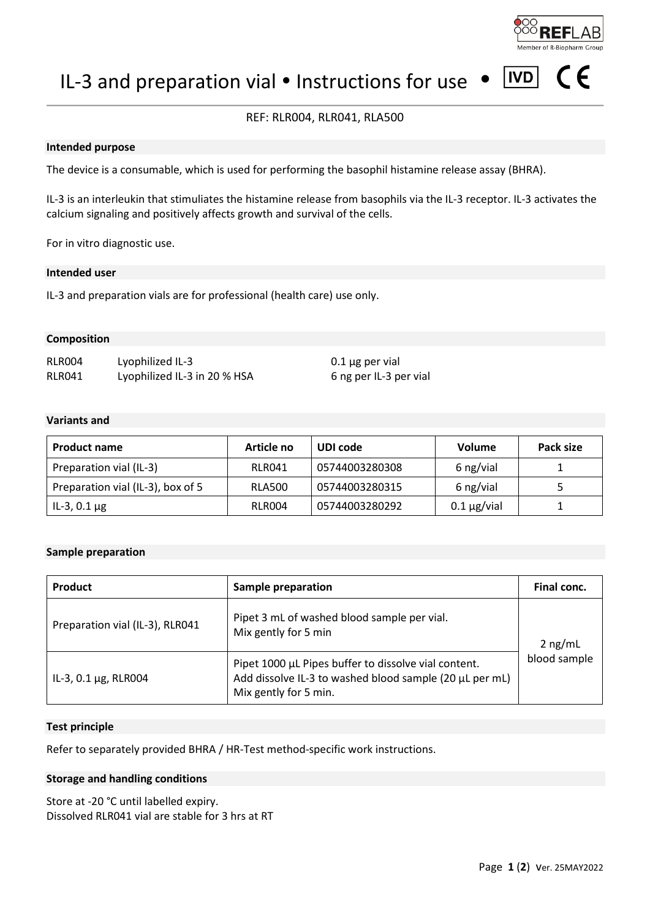# IL-3 and preparation vial • Instructions for use • IVD CE

REF: RLR004, RLR041, RLA500

## Intended purpose

The device is a consumable, which is used for performing the basophil histamine release assay (BHRA).

IL-3 is an interleukin that stimuliates the histamine release from basophils via the IL-3 receptor. IL-3 activates the calcium signaling and positively affects growth and survival of the cells.

For in vitro diagnostic use.

## Intended user

IL-3 and preparation vials are for professional (health care) use only.

## Composition

| | | |
|---|---|---|
| RLR004 | Lyophilized IL-3 | 0.1 µg per vial |
| RLR041 | Lyophilized IL-3 in 20 % HSA | 6 ng per IL-3 per vial |

## Variants and

| Product name | Article no | UDI code | Volume | Pack size |
|---|---|---|---|---|
| Preparation vial (IL-3) | RLR041 | 05744003280308 | 6 ng/vial | 1 |
| Preparation vial (IL-3), box of 5 | RLA500 | 05744003280315 | 6 ng/vial | 5 |
| IL-3, 0.1 µg | RLR004 | 05744003280292 | 0.1 µg/vial | 1 |

## Sample preparation

| Product | Sample preparation | Final conc. |
|---|---|---|
| Preparation vial (IL-3), RLR041 | Pipet 3 mL of washed blood sample per vial.<br>Mix gently for 5 min | 2 ng/mL blood sample |
| IL-3, 0.1 µg, RLR004 | Pipet 1000 µL Pipes buffer to dissolve vial content.<br>Add dissolve IL-3 to washed blood sample (20 µL per mL)<br>Mix gently for 5 min. | |

## Test principle

Refer to separately provided BHRA / HR-Test method-specific work instructions.

## Storage and handling conditions

Store at -20 °C until labelled expiry.
Dissolved RLR041 vial are stable for 3 hrs at RT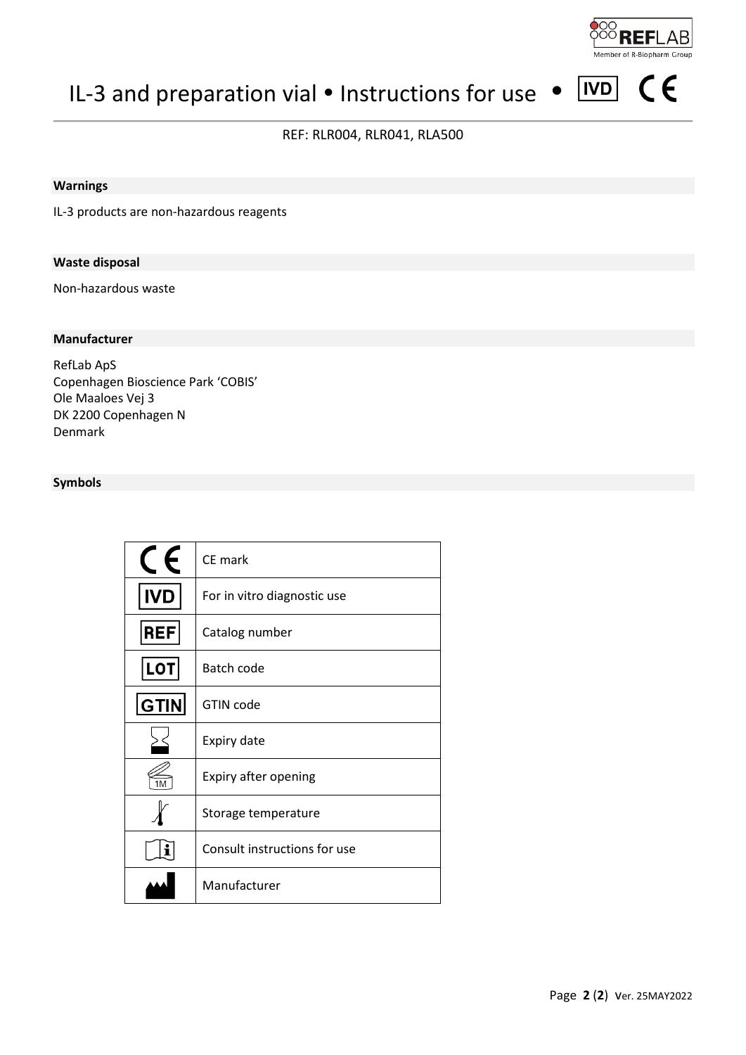# IL-3 and preparation vial • Instructions for use • IVD CE

REF: RLR004, RLR041, RLA500

## Warnings

IL-3 products are non-hazardous reagents

## Waste disposal

Non-hazardous waste

## Manufacturer

RefLab ApS
Copenhagen Bioscience Park 'COBIS'
Ole Maaloes Vej 3
DK 2200 Copenhagen N
Denmark

## Symbols

| | |
|---|---|
| CE | CE mark |
| IVD | For in vitro diagnostic use |
| REF | Catalog number |
| LOT | Batch code |
| GTIN | GTIN code |
| | Expiry date |
| 1M | Expiry after opening |
| | Storage temperature |
| i | Consult instructions for use |
| | Manufacturer |